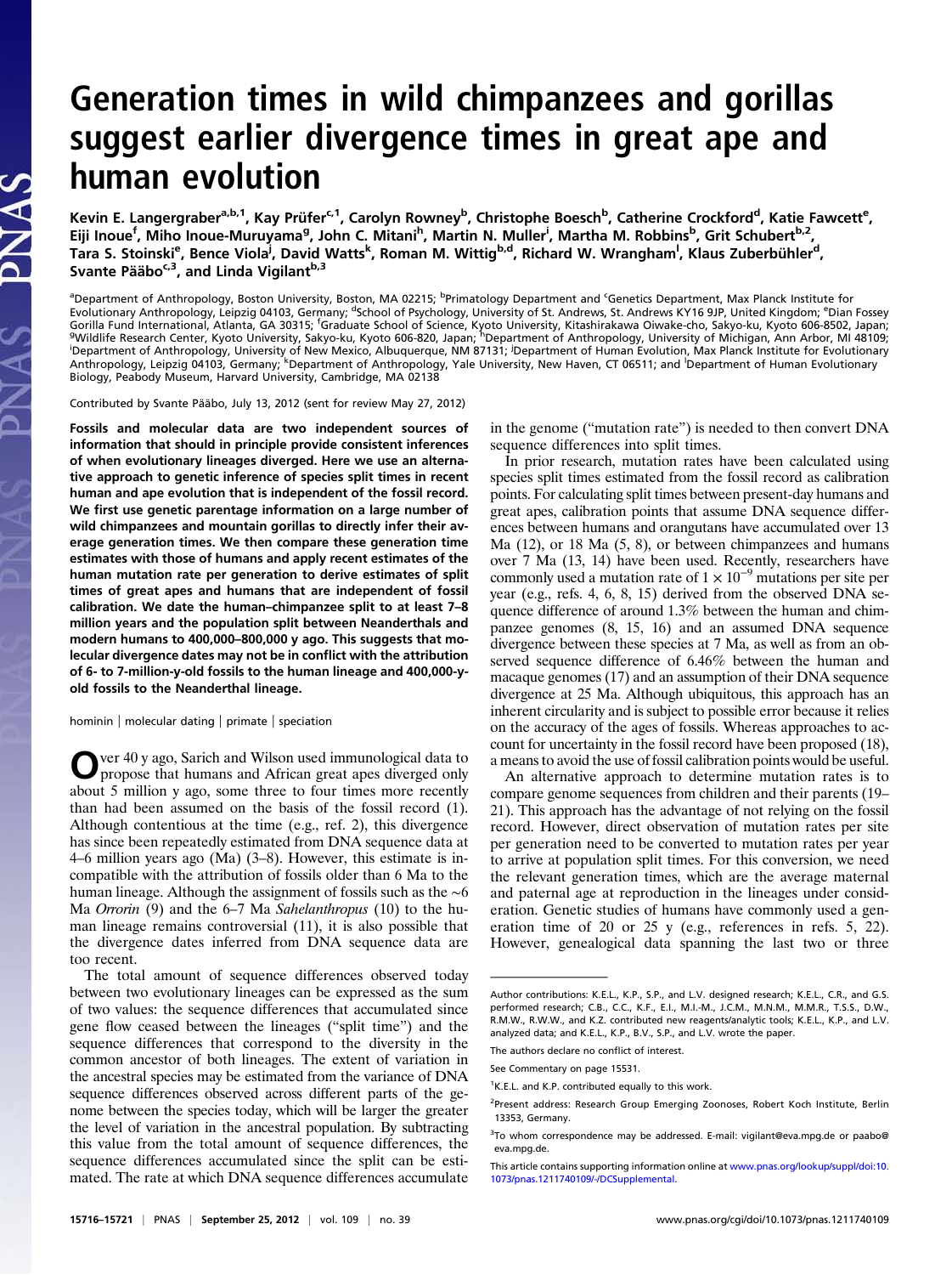# Generation times in wild chimpanzees and gorillas suggest earlier divergence times in great ape and human evolution

Kevin E. Langergraber[a,b,1], Kay Prüfer[c,1], Carolyn Rowney[b], Christophe Boesch[b], Catherine Crockford[d], Katie Fawcett[e], Eiji Inoue[f], Miho Inoue-Muruyama[g], John C. Mitani[h], Martin N. Muller[i], Martha M. Robbins[b], Grit Schubert[b,2], Tara S. Stoinski[e], Bence Viola[j], David Watts[k], Roman M. Wittig[b,d], Richard W. Wrangham[l], Klaus Zuberbühler[d], Svante Pääbo[c,3], and Linda Vigilant[b,3]

[a]Department of Anthropology, Boston University, Boston, MA 02215; [b]Primatology Department and [c]Genetics Department, Max Planck Institute for Evolutionary Anthropology, Leipzig 04103, Germany; [d]School of Psychology, University of St. Andrews, St. Andrews KY16 9JP, United Kingdom; [e]Dian Fossey Gorilla Fund International, Atlanta, GA 30315; [f]Graduate School of Science, Kyoto University, Kitashirakawa Oiwake-cho, Sakyo-ku, Kyoto 606-8502, Japan; [g]Wildlife Research Center, Kyoto University, Sakyo-ku, Kyoto 606-820, Japan; [h]Department of Anthropology, University of Michigan, Ann Arbor, MI 48109; [i]Department of Anthropology, University of New Mexico, Albuquerque, NM 87131; [j]Department of Human Evolution, Max Planck Institute for Evolutionary Anthropology, Leipzig 04103, Germany; [k]Department of Anthropology, Yale University, New Haven, CT 06511; and [l]Department of Human Evolutionary Biology, Peabody Museum, Harvard University, Cambridge, MA 02138

Contributed by Svante Pääbo, July 13, 2012 (sent for review May 27, 2012)

**Fossils and molecular data are two independent sources of information that should in principle provide consistent inferences of when evolutionary lineages diverged. Here we use an alternative approach to genetic inference of species split times in recent human and ape evolution that is independent of the fossil record. We first use genetic parentage information on a large number of wild chimpanzees and mountain gorillas to directly infer their average generation times. We then compare these generation time estimates with those of humans and apply recent estimates of the human mutation rate per generation to derive estimates of split times of great apes and humans that are independent of fossil calibration. We date the human–chimpanzee split to at least 7–8 million years and the population split between Neanderthals and modern humans to 400,000–800,000 y ago. This suggests that molecular divergence dates may not be in conflict with the attribution of 6- to 7-million-y-old fossils to the human lineage and 400,000-y-old fossils to the Neanderthal lineage.**

hominin | molecular dating | primate | speciation

Over 40 y ago, Sarich and Wilson used immunological data to propose that humans and African great apes diverged only about 5 million y ago, some three to four times more recently than had been assumed on the basis of the fossil record (1). Although contentious at the time (e.g., ref. 2), this divergence has since been repeatedly estimated from DNA sequence data at 4–6 million years ago (Ma) (3–8). However, this estimate is incompatible with the attribution of fossils older than 6 Ma to the human lineage. Although the assignment of fossils such as the ~6 Ma *Orrorin* (9) and the 6–7 Ma *Sahelanthropus* (10) to the human lineage remains controversial (11), it is also possible that the divergence dates inferred from DNA sequence data are too recent.

The total amount of sequence differences observed today between two evolutionary lineages can be expressed as the sum of two values: the sequence differences that accumulated since gene flow ceased between the lineages ("split time") and the sequence differences that correspond to the diversity in the common ancestor of both lineages. The extent of variation in the ancestral species may be estimated from the variance of DNA sequence differences observed across different parts of the genome between the species today, which will be larger the greater the level of variation in the ancestral population. By subtracting this value from the total amount of sequence differences, the sequence differences accumulated since the split can be estimated. The rate at which DNA sequence differences accumulate in the genome ("mutation rate") is needed to then convert DNA sequence differences into split times.

In prior research, mutation rates have been calculated using species split times estimated from the fossil record as calibration points. For calculating split times between present-day humans and great apes, calibration points that assume DNA sequence differences between humans and orangutans have accumulated over 13 Ma (12), or 18 Ma (5, 8), or between chimpanzees and humans over 7 Ma (13, 14) have been used. Recently, researchers have commonly used a mutation rate of $1 \times 10^{-9}$ mutations per site per year (e.g., refs. 4, 6, 8, 15) derived from the observed DNA sequence difference of around 1.3% between the human and chimpanzee genomes (8, 15, 16) and an assumed DNA sequence divergence between these species at 7 Ma, as well as from an observed sequence difference of 6.46% between the human and macaque genomes (17) and an assumption of their DNA sequence divergence at 25 Ma. Although ubiquitous, this approach has an inherent circularity and is subject to possible error because it relies on the accuracy of the ages of fossils. Whereas approaches to account for uncertainty in the fossil record have been proposed (18), a means to avoid the use of fossil calibration points would be useful.

An alternative approach to determine mutation rates is to compare genome sequences from children and their parents (19–21). This approach has the advantage of not relying on the fossil record. However, direct observation of mutation rates per site per generation need to be converted to mutation rates per year to arrive at population split times. For this conversion, we need the relevant generation times, which are the average maternal and paternal age at reproduction in the lineages under consideration. Genetic studies of humans have commonly used a generation time of 20 or 25 y (e.g., references in refs. 5, 22). However, genealogical data spanning the last two or three

Author contributions: K.E.L., K.P., S.P., and L.V. designed research; K.E.L., C.R., and G.S. performed research; C.B., C.C., K.F., E.I., M.I.-M., J.C.M., M.N.M., M.M.R., T.S.S., D.W., R.M.W., R.W.W., and K.Z. contributed new reagents/analytic tools; K.E.L., K.P., and L.V. analyzed data; and K.E.L., K.P., B.V., S.P., and L.V. wrote the paper.

The authors declare no conflict of interest.

See Commentary on page 15531.

[1]K.E.L. and K.P. contributed equally to this work.

[2]Present address: Research Group Emerging Zoonoses, Robert Koch Institute, Berlin 13353, Germany.

[3]To whom correspondence may be addressed. E-mail: vigilant@eva.mpg.de or paabo@eva.mpg.de.

This article contains supporting information online at www.pnas.org/lookup/suppl/doi:10.1073/pnas.1211740109/-/DCSupplemental.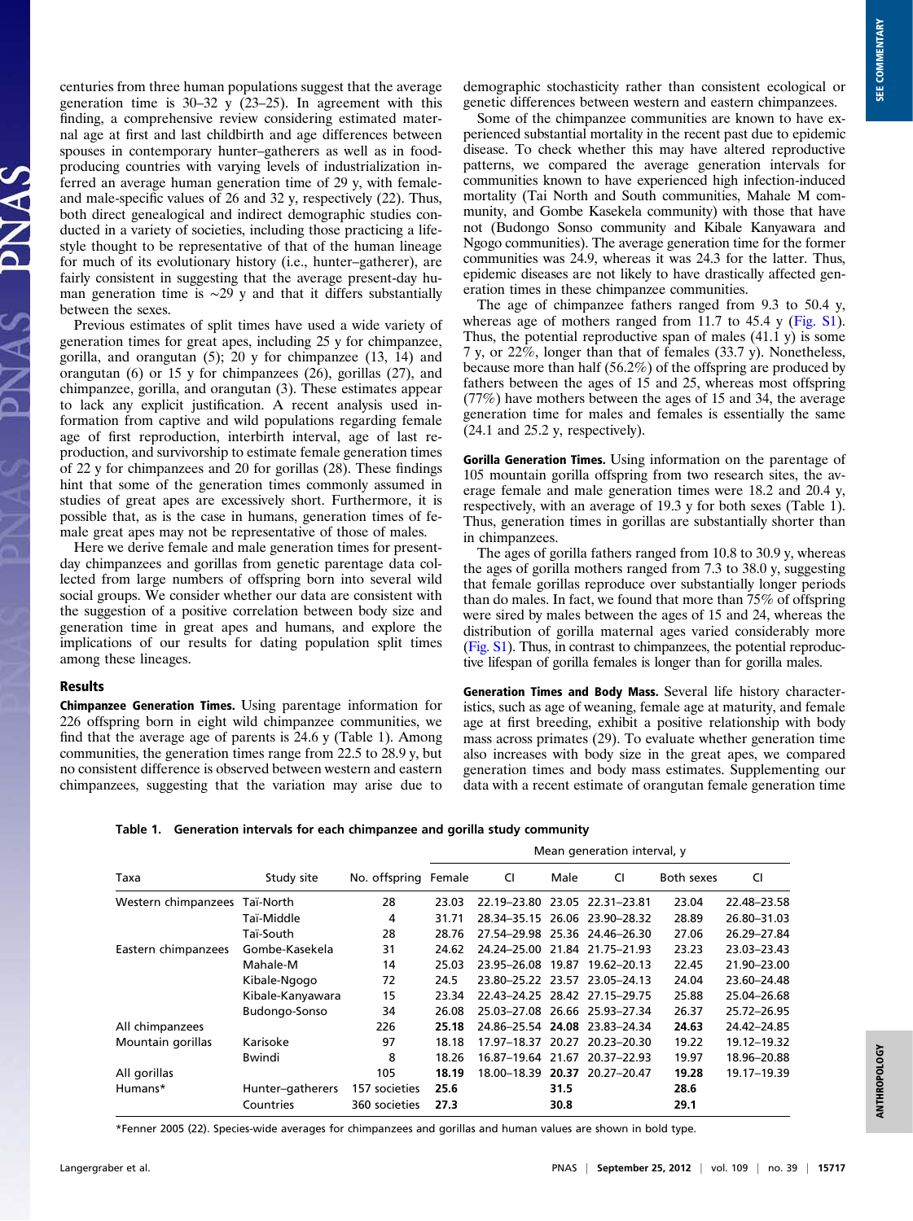centuries from three human populations suggest that the average generation time is 30–32 y (23–25). In agreement with this finding, a comprehensive review considering estimated maternal age at first and last childbirth and age differences between spouses in contemporary hunter–gatherers as well as in food-producing countries with varying levels of industrialization inferred an average human generation time of 29 y, with female- and male-specific values of 26 and 32 y, respectively (22). Thus, both direct genealogical and indirect demographic studies conducted in a variety of societies, including those practicing a lifestyle thought to be representative of that of the human lineage for much of its evolutionary history (i.e., hunter–gatherer), are fairly consistent in suggesting that the average present-day human generation time is ~29 y and that it differs substantially between the sexes.

Previous estimates of split times have used a wide variety of generation times for great apes, including 25 y for chimpanzee, gorilla, and orangutan (5); 20 y for chimpanzee (13, 14) and orangutan (6) or 15 y for chimpanzees (26), gorillas (27), and chimpanzee, gorilla, and orangutan (3). These estimates appear to lack any explicit justification. A recent analysis used information from captive and wild populations regarding female age of first reproduction, interbirth interval, age of last reproduction, and survivorship to estimate female generation times of 22 y for chimpanzees and 20 for gorillas (28). These findings hint that some of the generation times commonly assumed in studies of great apes are excessively short. Furthermore, it is possible that, as is the case in humans, generation times of female great apes may not be representative of those of males.

Here we derive female and male generation times for present-day chimpanzees and gorillas from genetic parentage data collected from large numbers of offspring born into several wild social groups. We consider whether our data are consistent with the suggestion of a positive correlation between body size and generation time in great apes and humans, and explore the implications of our results for dating population split times among these lineages.

## Results

**Chimpanzee Generation Times.** Using parentage information for 226 offspring born in eight wild chimpanzee communities, we find that the average age of parents is 24.6 y (Table 1). Among communities, the generation times range from 22.5 to 28.9 y, but no consistent difference is observed between western and eastern chimpanzees, suggesting that the variation may arise due to demographic stochasticity rather than consistent ecological or genetic differences between western and eastern chimpanzees.

Some of the chimpanzee communities are known to have experienced substantial mortality in the recent past due to epidemic disease. To check whether this may have altered reproductive patterns, we compared the average generation intervals for communities known to have experienced high infection-induced mortality (Tai North and South communities, Mahale M community, and Gombe Kasekela community) with those that have not (Budongo Sonso community and Kibale Kanyawara and Ngogo communities). The average generation time for the former communities was 24.9, whereas it was 24.3 for the latter. Thus, epidemic diseases are not likely to have drastically affected generation times in these chimpanzee communities.

The age of chimpanzee fathers ranged from 9.3 to 50.4 y, whereas age of mothers ranged from 11.7 to 45.4 y (Fig. S1). Thus, the potential reproductive span of males (41.1 y) is some 7 y, or 22%, longer than that of females (33.7 y). Nonetheless, because more than half (56.2%) of the offspring are produced by fathers between the ages of 15 and 25, whereas most offspring (77%) have mothers between the ages of 15 and 34, the average generation time for males and females is essentially the same (24.1 and 25.2 y, respectively).

**Gorilla Generation Times.** Using information on the parentage of 105 mountain gorilla offspring from two research sites, the average female and male generation times were 18.2 and 20.4 y, respectively, with an average of 19.3 y for both sexes (Table 1). Thus, generation times in gorillas are substantially shorter than in chimpanzees.

The ages of gorilla fathers ranged from 10.8 to 30.9 y, whereas the ages of gorilla mothers ranged from 7.3 to 38.0 y, suggesting that female gorillas reproduce over substantially longer periods than do males. In fact, we found that more than 75% of offspring were sired by males between the ages of 15 and 24, whereas the distribution of gorilla maternal ages varied considerably more (Fig. S1). Thus, in contrast to chimpanzees, the potential reproductive lifespan of gorilla females is longer than for gorilla males.

**Generation Times and Body Mass.** Several life history characteristics, such as age of weaning, female age at maturity, and female age at first breeding, exhibit a positive relationship with body mass across primates (29). To evaluate whether generation time also increases with body size in the great apes, we compared generation times and body mass estimates. Supplementing our data with a recent estimate of orangutan female generation time

**Table 1. Generation intervals for each chimpanzee and gorilla study community**

| | | | Mean generation interval, y | | | | | |
|---|---|---|---|---|---|---|---|---|
| Taxa | Study site | No. offspring | Female | CI | Male | CI | Both sexes | CI |
| Western chimpanzees | Taï-North | 28 | 23.03 | 22.19–23.80 | 23.05 | 22.31–23.81 | 23.04 | 22.48–23.58 |
| | Taï-Middle | 4 | 31.71 | 28.34–35.15 | 26.06 | 23.90–28.32 | 28.89 | 26.80–31.03 |
| | Taï-South | 28 | 28.76 | 27.54–29.98 | 25.36 | 24.46–26.30 | 27.06 | 26.29–27.84 |
| Eastern chimpanzees | Gombe-Kasekela | 31 | 24.62 | 24.24–25.00 | 21.84 | 21.75–21.93 | 23.23 | 23.03–23.43 |
| | Mahale-M | 14 | 25.03 | 23.95–26.08 | 19.87 | 19.62–20.13 | 22.45 | 21.90–23.00 |
| | Kibale-Ngogo | 72 | 24.5 | 23.80–25.22 | 23.57 | 23.05–24.13 | 24.04 | 23.60–24.48 |
| | Kibale-Kanyawara | 15 | 23.34 | 22.43–24.25 | 28.42 | 27.15–29.75 | 25.88 | 25.04–26.68 |
| | Budongo-Sonso | 34 | 26.08 | 25.03–27.08 | 26.66 | 25.93–27.34 | 26.37 | 25.72–26.95 |
| All chimpanzees | | 226 | **25.18** | 24.86–25.54 | **24.08** | 23.83–24.34 | **24.63** | 24.42–24.85 |
| Mountain gorillas | Karisoke | 97 | 18.18 | 17.97–18.37 | 20.27 | 20.23–20.30 | 19.22 | 19.12–19.32 |
| | Bwindi | 8 | 18.26 | 16.87–19.64 | 21.67 | 20.37–22.93 | 19.97 | 18.96–20.88 |
| All gorillas | | 105 | **18.19** | 18.00–18.39 | **20.37** | 20.27–20.47 | **19.28** | 19.17–19.39 |
| Humans* | Hunter–gatherers | 157 societies | **25.6** | | **31.5** | | **28.6** | |
| | Countries | 360 societies | **27.3** | | **30.8** | | **29.1** | |

*Fenner 2005 (22). Species-wide averages for chimpanzees and gorillas and human values are shown in bold type.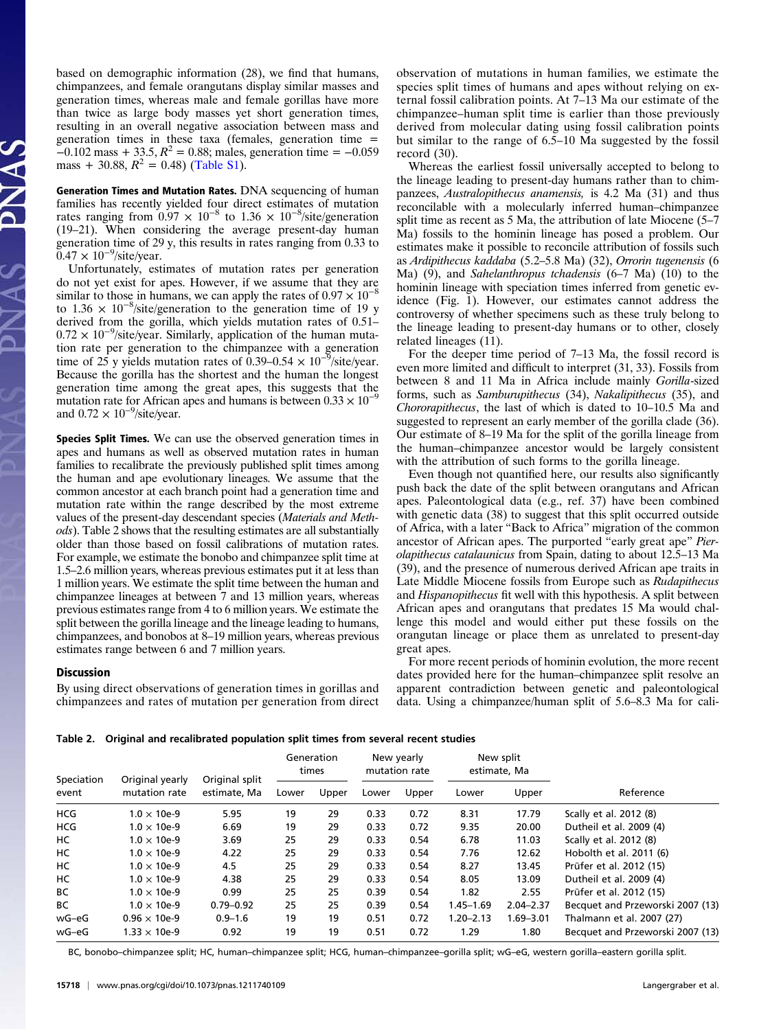based on demographic information (28), we find that humans, chimpanzees, and female orangutans display similar masses and generation times, whereas male and female gorillas have more than twice as large body masses yet short generation times, resulting in an overall negative association between mass and generation times in these taxa (females, generation time = −0.102 mass + 33.5, $R^2$ = 0.88; males, generation time = −0.059 mass + 30.88, $R^2$ = 0.48) (Table S1).

**Generation Times and Mutation Rates.** DNA sequencing of human families has recently yielded four direct estimates of mutation rates ranging from $0.97 \times 10^{-8}$ to $1.36 \times 10^{-8}$/site/generation (19–21). When considering the average present-day human generation time of 29 y, this results in rates ranging from 0.33 to $0.47 \times 10^{-9}$/site/year.

Unfortunately, estimates of mutation rates per generation do not yet exist for apes. However, if we assume that they are similar to those in humans, we can apply the rates of $0.97 \times 10^{-8}$ to $1.36 \times 10^{-8}$/site/generation to the generation time of 19 y derived from the gorilla, which yields mutation rates of 0.51–$0.72 \times 10^{-9}$/site/year. Similarly, application of the human mutation rate per generation to the chimpanzee with a generation time of 25 y yields mutation rates of 0.39–$0.54 \times 10^{-9}$/site/year. Because the gorilla has the shortest and the human the longest generation time among the great apes, this suggests that the mutation rate for African apes and humans is between $0.33 \times 10^{-9}$ and $0.72 \times 10^{-9}$/site/year.

**Species Split Times.** We can use the observed generation times in apes and humans as well as observed mutation rates in human families to recalibrate the previously published split times among the human and ape evolutionary lineages. We assume that the common ancestor at each branch point had a generation time and mutation rate within the range described by the most extreme values of the present-day descendant species (*Materials and Methods*). Table 2 shows that the resulting estimates are all substantially older than those based on fossil calibrations of mutation rates. For example, we estimate the bonobo and chimpanzee split time at 1.5–2.6 million years, whereas previous estimates put it at less than 1 million years. We estimate the split time between the human and chimpanzee lineages at between 7 and 13 million years, whereas previous estimates range from 4 to 6 million years. We estimate the split between the gorilla lineage and the lineage leading to humans, chimpanzees, and bonobos at 8–19 million years, whereas previous estimates range between 6 and 7 million years.

## Discussion

By using direct observations of generation times in gorillas and chimpanzees and rates of mutation per generation from direct observation of mutations in human families, we estimate the species split times of humans and apes without relying on external fossil calibration points. At 7–13 Ma our estimate of the chimpanzee–human split time is earlier than those previously derived from molecular dating using fossil calibration points but similar to the range of 6.5–10 Ma suggested by the fossil record (30).

Whereas the earliest fossil universally accepted to belong to the lineage leading to present-day humans rather than to chimpanzees, *Australopithecus anamensis,* is 4.2 Ma (31) and thus reconcilable with a molecularly inferred human–chimpanzee split time as recent as 5 Ma, the attribution of late Miocene (5–7 Ma) fossils to the hominin lineage has posed a problem. Our estimates make it possible to reconcile attribution of fossils such as *Ardipithecus kaddaba* (5.2–5.8 Ma) (32), *Orrorin tugenensis* (6 Ma) (9), and *Sahelanthropus tchadensis* (6–7 Ma) (10) to the hominin lineage with speciation times inferred from genetic evidence (Fig. 1). However, our estimates cannot address the controversy of whether specimens such as these truly belong to the lineage leading to present-day humans or to other, closely related lineages (11).

For the deeper time period of 7–13 Ma, the fossil record is even more limited and difficult to interpret (31, 33). Fossils from between 8 and 11 Ma in Africa include mainly *Gorilla*-sized forms, such as *Samburupithecus* (34), *Nakalipithecus* (35), and *Chororapithecus*, the last of which is dated to 10–10.5 Ma and suggested to represent an early member of the gorilla clade (36). Our estimate of 8–19 Ma for the split of the gorilla lineage from the human–chimpanzee ancestor would be largely consistent with the attribution of such forms to the gorilla lineage.

Even though not quantified here, our results also significantly push back the date of the split between orangutans and African apes. Paleontological data (e.g., ref. 37) have been combined with genetic data (38) to suggest that this split occurred outside of Africa, with a later "Back to Africa" migration of the common ancestor of African apes. The purported "early great ape" *Pierolapithecus catalaunicus* from Spain, dating to about 12.5–13 Ma (39), and the presence of numerous derived African ape traits in Late Middle Miocene fossils from Europe such as *Rudapithecus* and *Hispanopithecus* fit well with this hypothesis. A split between African apes and orangutans that predates 15 Ma would challenge this model and would either put these fossils on the orangutan lineage or place them as unrelated to present-day great apes.

For more recent periods of hominin evolution, the more recent dates provided here for the human–chimpanzee split resolve an apparent contradiction between genetic and paleontological data. Using a chimpanzee/human split of 5.6–8.3 Ma for cali-

**Table 2. Original and recalibrated population split times from several recent studies**

| Speciation event | Original yearly mutation rate | Original split estimate, Ma | Generation times | | New yearly mutation rate | | New split estimate, Ma | | Reference |
|---|---|---|---|---|---|---|---|---|---|
| | | | Lower | Upper | Lower | Upper | Lower | Upper | |
| HCG | $1.0 \times 10e\text{-}9$ | 5.95 | 19 | 29 | 0.33 | 0.72 | 8.31 | 17.79 | Scally et al. 2012 (8) |
| HCG | $1.0 \times 10e\text{-}9$ | 6.69 | 19 | 29 | 0.33 | 0.72 | 9.35 | 20.00 | Dutheil et al. 2009 (4) |
| HC | $1.0 \times 10e\text{-}9$ | 3.69 | 25 | 29 | 0.33 | 0.54 | 6.78 | 11.03 | Scally et al. 2012 (8) |
| HC | $1.0 \times 10e\text{-}9$ | 4.22 | 25 | 29 | 0.33 | 0.54 | 7.76 | 12.62 | Hobolth et al. 2011 (6) |
| HC | $1.0 \times 10e\text{-}9$ | 4.5 | 25 | 29 | 0.33 | 0.54 | 8.27 | 13.45 | Prüfer et al. 2012 (15) |
| HC | $1.0 \times 10e\text{-}9$ | 4.38 | 25 | 29 | 0.33 | 0.54 | 8.05 | 13.09 | Dutheil et al. 2009 (4) |
| BC | $1.0 \times 10e\text{-}9$ | 0.99 | 25 | 25 | 0.39 | 0.54 | 1.82 | 2.55 | Prüfer et al. 2012 (15) |
| BC | $1.0 \times 10e\text{-}9$ | 0.79–0.92 | 25 | 25 | 0.39 | 0.54 | 1.45–1.69 | 2.04–2.37 | Becquet and Przeworski 2007 (13) |
| wG–eG | $0.96 \times 10e\text{-}9$ | 0.9–1.6 | 19 | 19 | 0.51 | 0.72 | 1.20–2.13 | 1.69–3.01 | Thalmann et al. 2007 (27) |
| wG–eG | $1.33 \times 10e\text{-}9$ | 0.92 | 19 | 19 | 0.51 | 0.72 | 1.29 | 1.80 | Becquet and Przeworski 2007 (13) |

BC, bonobo–chimpanzee split; HC, human–chimpanzee split; HCG, human–chimpanzee–gorilla split; wG–eG, western gorilla–eastern gorilla split.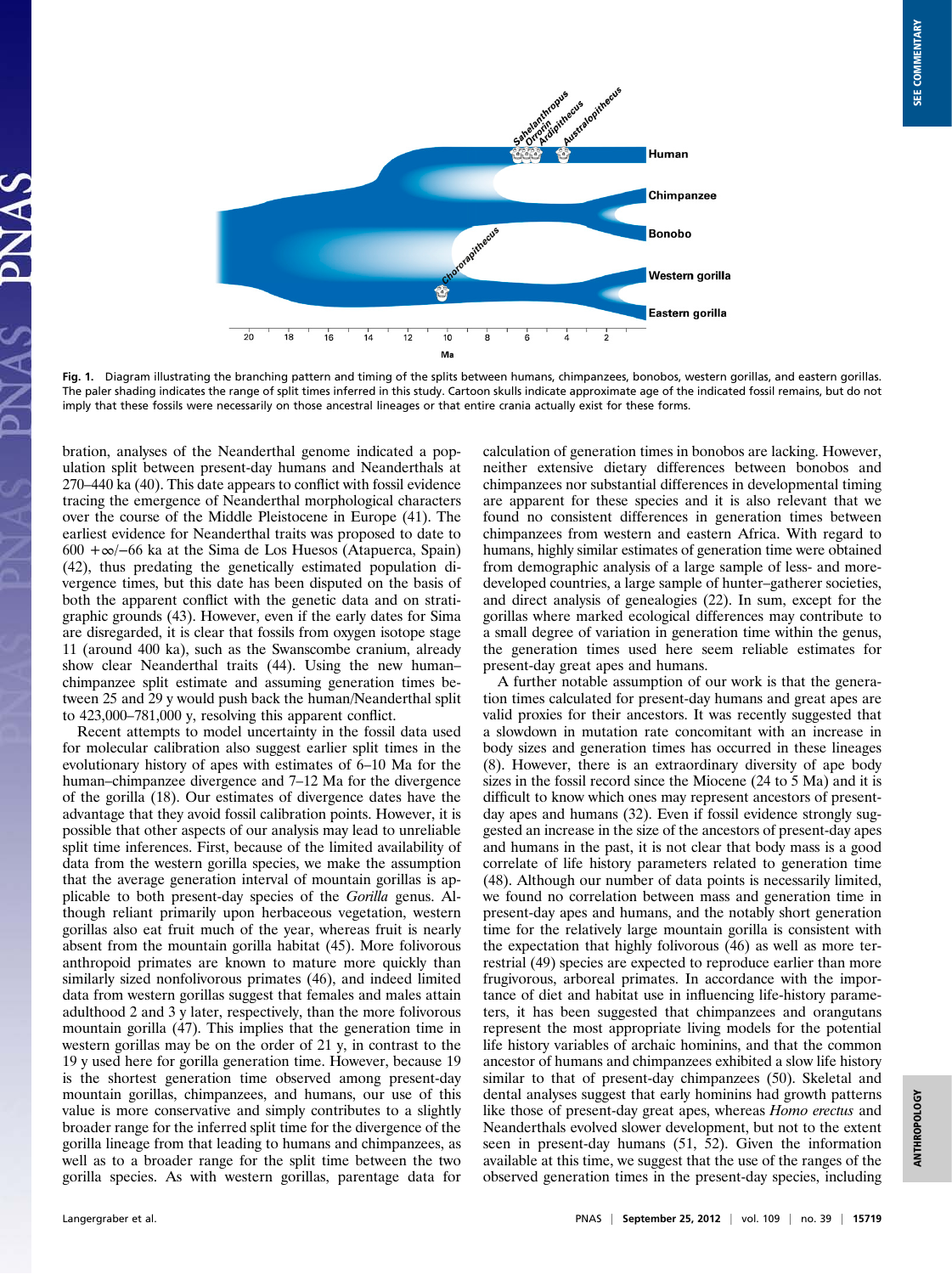Fig. 1. Diagram illustrating the branching pattern and timing of the splits between humans, chimpanzees, bonobos, western gorillas, and eastern gorillas. The paler shading indicates the range of split times inferred in this study. Cartoon skulls indicate approximate age of the indicated fossil remains, but do not imply that these fossils were necessarily on those ancestral lineages or that entire crania actually exist for these forms.

bration, analyses of the Neanderthal genome indicated a population split between present-day humans and Neanderthals at 270–440 ka (40). This date appears to conflict with fossil evidence tracing the emergence of Neanderthal morphological characters over the course of the Middle Pleistocene in Europe (41). The earliest evidence for Neanderthal traits was proposed to date to 600 +∞/−66 ka at the Sima de Los Huesos (Atapuerca, Spain) (42), thus predating the genetically estimated population divergence times, but this date has been disputed on the basis of both the apparent conflict with the genetic data and on stratigraphic grounds (43). However, even if the early dates for Sima are disregarded, it is clear that fossils from oxygen isotope stage 11 (around 400 ka), such as the Swanscombe cranium, already show clear Neanderthal traits (44). Using the new human–chimpanzee split estimate and assuming generation times between 25 and 29 y would push back the human/Neanderthal split to 423,000–781,000 y, resolving this apparent conflict.

Recent attempts to model uncertainty in the fossil data used for molecular calibration also suggest earlier split times in the evolutionary history of apes with estimates of 6–10 Ma for the human–chimpanzee divergence and 7–12 Ma for the divergence of the gorilla (18). Our estimates of divergence dates have the advantage that they avoid fossil calibration points. However, it is possible that other aspects of our analysis may lead to unreliable split time inferences. First, because of the limited availability of data from the western gorilla species, we make the assumption that the average generation interval of mountain gorillas is applicable to both present-day species of the *Gorilla* genus. Although reliant primarily upon herbaceous vegetation, western gorillas also eat fruit much of the year, whereas fruit is nearly absent from the mountain gorilla habitat (45). More folivorous anthropoid primates are known to mature more quickly than similarly sized nonfolivorous primates (46), and indeed limited data from western gorillas suggest that females and males attain adulthood 2 and 3 y later, respectively, than the more folivorous mountain gorilla (47). This implies that the generation time in western gorillas may be on the order of 21 y, in contrast to the 19 y used here for gorilla generation time. However, because 19 is the shortest generation time observed among present-day mountain gorillas, chimpanzees, and humans, our use of this value is more conservative and simply contributes to a slightly broader range for the inferred split time for the divergence of the gorilla lineage from that leading to humans and chimpanzees, as well as to a broader range for the split time between the two gorilla species. As with western gorillas, parentage data for calculation of generation times in bonobos are lacking. However, neither extensive dietary differences between bonobos and chimpanzees nor substantial differences in developmental timing are apparent for these species and it is also relevant that we found no consistent differences in generation times between chimpanzees from western and eastern Africa. With regard to humans, highly similar estimates of generation time were obtained from demographic analysis of a large sample of less- and more-developed countries, a large sample of hunter–gatherer societies, and direct analysis of genealogies (22). In sum, except for the gorillas where marked ecological differences may contribute to a small degree of variation in generation time within the genus, the generation times used here seem reliable estimates for present-day great apes and humans.

A further notable assumption of our work is that the generation times calculated for present-day humans and great apes are valid proxies for their ancestors. It was recently suggested that a slowdown in mutation rate concomitant with an increase in body sizes and generation times has occurred in these lineages (8). However, there is an extraordinary diversity of ape body sizes in the fossil record since the Miocene (24 to 5 Ma) and it is difficult to know which ones may represent ancestors of present-day apes and humans (32). Even if fossil evidence strongly suggested an increase in the size of the ancestors of present-day apes and humans in the past, it is not clear that body mass is a good correlate of life history parameters related to generation time (48). Although our number of data points is necessarily limited, we found no correlation between mass and generation time in present-day apes and humans, and the notably short generation time for the relatively large mountain gorilla is consistent with the expectation that highly folivorous (46) as well as more terrestrial (49) species are expected to reproduce earlier than more frugivorous, arboreal primates. In accordance with the importance of diet and habitat use in influencing life-history parameters, it has been suggested that chimpanzees and orangutans represent the most appropriate living models for the potential life history variables of archaic hominins, and that the common ancestor of humans and chimpanzees exhibited a slow life history similar to that of present-day chimpanzees (50). Skeletal and dental analyses suggest that early hominins had growth patterns like those of present-day great apes, whereas *Homo erectus* and Neanderthals evolved slower development, but not to the extent seen in present-day humans (51, 52). Given the information available at this time, we suggest that the use of the ranges of the observed generation times in the present-day species, including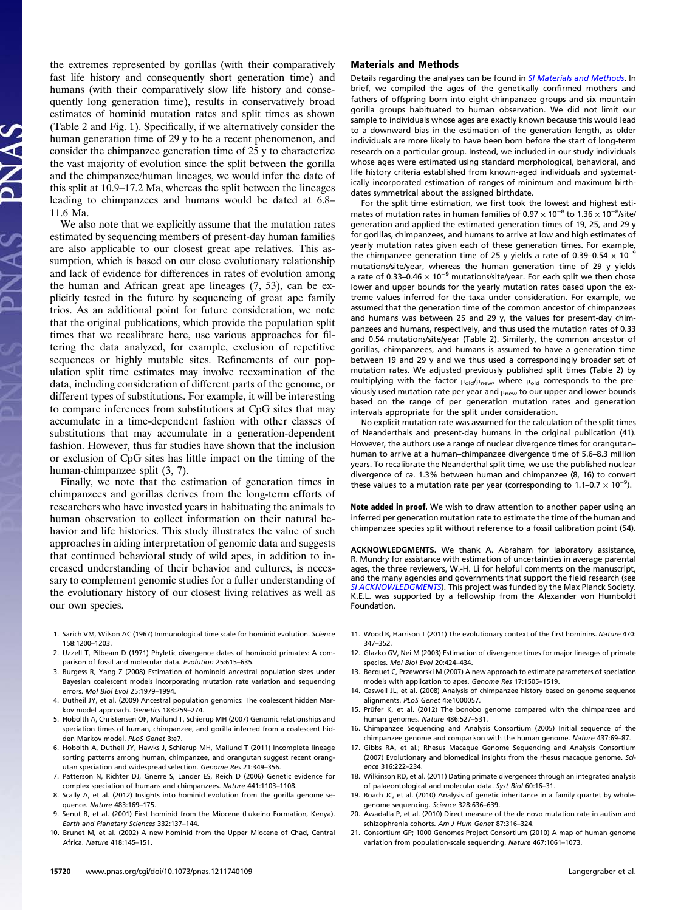the extremes represented by gorillas (with their comparatively fast life history and consequently short generation time) and humans (with their comparatively slow life history and consequently long generation time), results in conservatively broad estimates of hominid mutation rates and split times as shown (Table 2 and Fig. 1). Specifically, if we alternatively consider the human generation time of 29 y to be a recent phenomenon, and consider the chimpanzee generation time of 25 y to characterize the vast majority of evolution since the split between the gorilla and the chimpanzee/human lineages, we would infer the date of this split at 10.9–17.2 Ma, whereas the split between the lineages leading to chimpanzees and humans would be dated at 6.8–11.6 Ma.

We also note that we explicitly assume that the mutation rates estimated by sequencing members of present-day human families are also applicable to our closest great ape relatives. This assumption, which is based on our close evolutionary relationship and lack of evidence for differences in rates of evolution among the human and African great ape lineages (7, 53), can be explicitly tested in the future by sequencing of great ape family trios. As an additional point for future consideration, we note that the original publications, which provide the population split times that we recalibrate here, use various approaches for filtering the data analyzed, for example, exclusion of repetitive sequences or highly mutable sites. Refinements of our population split time estimates may involve reexamination of the data, including consideration of different parts of the genome, or different types of substitutions. For example, it will be interesting to compare inferences from substitutions at CpG sites that may accumulate in a time-dependent fashion with other classes of substitutions that may accumulate in a generation-dependent fashion. However, thus far studies have shown that the inclusion or exclusion of CpG sites has little impact on the timing of the human-chimpanzee split (3, 7).

Finally, we note that the estimation of generation times in chimpanzees and gorillas derives from the long-term efforts of researchers who have invested years in habituating the animals to human observation to collect information on their natural behavior and life histories. This study illustrates the value of such approaches in aiding interpretation of genomic data and suggests that continued behavioral study of wild apes, in addition to increased understanding of their behavior and cultures, is necessary to complement genomic studies for a fuller understanding of the evolutionary history of our closest living relatives as well as our own species.

## Materials and Methods

Details regarding the analyses can be found in *SI Materials and Methods*. In brief, we compiled the ages of the genetically confirmed mothers and fathers of offspring born into eight chimpanzee groups and six mountain gorilla groups habituated to human observation. We did not limit our sample to individuals whose ages are exactly known because this would lead to a downward bias in the estimation of the generation length, as older individuals are more likely to have been born before the start of long-term research on a particular group. Instead, we included in our study individuals whose ages were estimated using standard morphological, behavioral, and life history criteria established from known-aged individuals and systematically incorporated estimation of ranges of minimum and maximum birthdates symmetrical about the assigned birthdate.

For the split time estimation, we first took the lowest and highest estimates of mutation rates in human families of $0.97 \times 10^{-8}$ to $1.36 \times 10^{-8}$/site/generation and applied the estimated generation times of 19, 25, and 29 y for gorillas, chimpanzees, and humans to arrive at low and high estimates of yearly mutation rates given each of these generation times. For example, the chimpanzee generation time of 25 y yields a rate of 0.39–0.54 $\times 10^{-9}$ mutations/site/year, whereas the human generation time of 29 y yields a rate of 0.33–0.46 $\times 10^{-9}$ mutations/site/year. For each split we then chose lower and upper bounds for the yearly mutation rates based upon the extreme values inferred for the taxa under consideration. For example, we assumed that the generation time of the common ancestor of chimpanzees and humans was between 25 and 29 y, the values for present-day chimpanzees and humans, respectively, and thus used the mutation rates of 0.33 and 0.54 mutations/site/year (Table 2). Similarly, the common ancestor of gorillas, chimpanzees, and humans is assumed to have a generation time between 19 and 29 y and we thus used a correspondingly broader set of mutation rates. We adjusted previously published split times (Table 2) by multiplying with the factor $\mu_{old}/\mu_{new}$, where $\mu_{old}$ corresponds to the previously used mutation rate per year and $\mu_{new}$ to our upper and lower bounds based on the range of per generation mutation rates and generation intervals appropriate for the split under consideration.

No explicit mutation rate was assumed for the calculation of the split times of Neanderthals and present-day humans in the original publication (41). However, the authors use a range of nuclear divergence times for orangutan–human to arrive at a human–chimpanzee divergence time of 5.6–8.3 million years. To recalibrate the Neanderthal split time, we use the published nuclear divergence of *ca*. 1.3% between human and chimpanzee (8, 16) to convert these values to a mutation rate per year (corresponding to 1.1–0.7 $\times 10^{-9}$).

**Note added in proof.** We wish to draw attention to another paper using an inferred per generation mutation rate to estimate the time of the human and chimpanzee species split without reference to a fossil calibration point (54).

**ACKNOWLEDGMENTS.** We thank A. Abraham for laboratory assistance, R. Mundry for assistance with estimation of uncertainties in average parental ages, the three reviewers, W.-H. Li for helpful comments on the manuscript, and the many agencies and governments that support the field research (see *SI ACKNOWLEDGMENTS*). This project was funded by the Max Planck Society. K.E.L. was supported by a fellowship from the Alexander von Humboldt Foundation.

1. Sarich VM, Wilson AC (1967) Immunological time scale for hominid evolution. *Science* 158:1200–1203.
2. Uzzell T, Pilbeam D (1971) Phyletic divergence dates of hominoid primates: A comparison of fossil and molecular data. *Evolution* 25:615–635.
3. Burgess R, Yang Z (2008) Estimation of hominoid ancestral population sizes under Bayesian coalescent models incorporating mutation rate variation and sequencing errors. *Mol Biol Evol* 25:1979–1994.
4. Dutheil JY, et al. (2009) Ancestral population genomics: The coalescent hidden Markov model approach. *Genetics* 183:259–274.
5. Hobolth A, Christensen OF, Mailund T, Schierup MH (2007) Genomic relationships and speciation times of human, chimpanzee, and gorilla inferred from a coalescent hidden Markov model. *PLoS Genet* 3:e7.
6. Hobolth A, Dutheil JY, Hawks J, Schierup MH, Mailund T (2011) Incomplete lineage sorting patterns among human, chimpanzee, and orangutan suggest recent orangutan speciation and widespread selection. *Genome Res* 21:349–356.
7. Patterson N, Richter DJ, Gnerre S, Lander ES, Reich D (2006) Genetic evidence for complex speciation of humans and chimpanzees. *Nature* 441:1103–1108.
8. Scally A, et al. (2012) Insights into hominid evolution from the gorilla genome sequence. *Nature* 483:169–175.
9. Senut B, et al. (2001) First hominid from the Miocene (Lukeino Formation, Kenya). *Earth and Planetary Sciences* 332:137–144.
10. Brunet M, et al. (2002) A new hominid from the Upper Miocene of Chad, Central Africa. *Nature* 418:145–151.
11. Wood B, Harrison T (2011) The evolutionary context of the first hominins. *Nature* 470: 347–352.
12. Glazko GV, Nei M (2003) Estimation of divergence times for major lineages of primate species. *Mol Biol Evol* 20:424–434.
13. Becquet C, Przeworski M (2007) A new approach to estimate parameters of speciation models with application to apes. *Genome Res* 17:1505–1519.
14. Caswell JL, et al. (2008) Analysis of chimpanzee history based on genome sequence alignments. *PLoS Genet* 4:e1000057.
15. Prüfer K, et al. (2012) The bonobo genome compared with the chimpanzee and human genomes. *Nature* 486:527–531.
16. Chimpanzee Sequencing and Analysis Consortium (2005) Initial sequence of the chimpanzee genome and comparison with the human genome. *Nature* 437:69–87.
17. Gibbs RA, et al.; Rhesus Macaque Genome Sequencing and Analysis Consortium (2007) Evolutionary and biomedical insights from the rhesus macaque genome. *Science* 316:222–234.
18. Wilkinson RD, et al. (2011) Dating primate divergences through an integrated analysis of palaeontological and molecular data. *Syst Biol* 60:16–31.
19. Roach JC, et al. (2010) Analysis of genetic inheritance in a family quartet by whole-genome sequencing. *Science* 328:636–639.
20. Awadalla P, et al. (2010) Direct measure of the de novo mutation rate in autism and schizophrenia cohorts. *Am J Hum Genet* 87:316–324.
21. Consortium GP; 1000 Genomes Project Consortium (2010) A map of human genome variation from population-scale sequencing. *Nature* 467:1061–1073.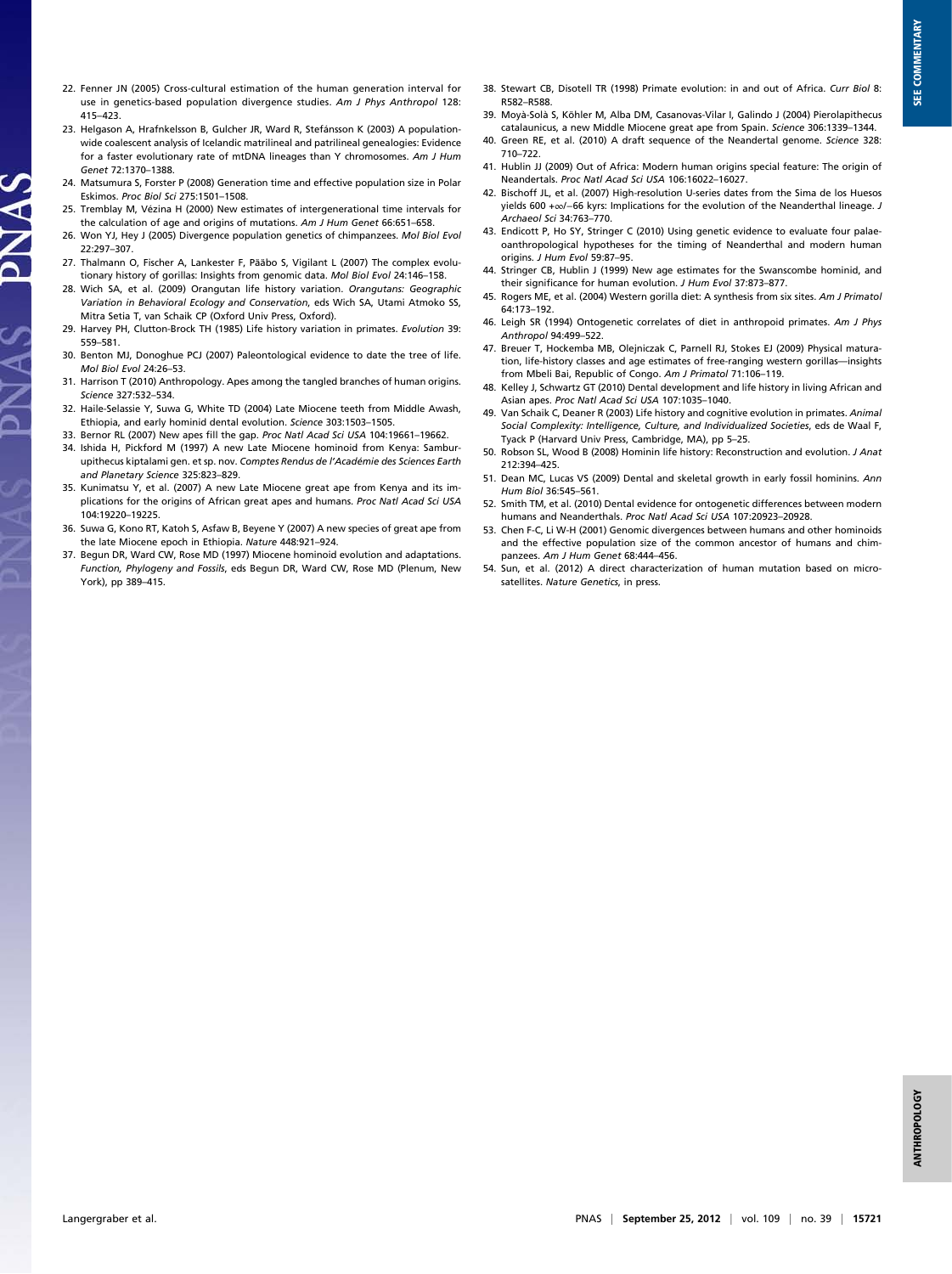22. Fenner JN (2005) Cross-cultural estimation of the human generation interval for use in genetics-based population divergence studies. *Am J Phys Anthropol* 128: 415–423.
23. Helgason A, Hrafnkelsson B, Gulcher JR, Ward R, Stefánsson K (2003) A population-wide coalescent analysis of Icelandic matrilineal and patrilineal genealogies: Evidence for a faster evolutionary rate of mtDNA lineages than Y chromosomes. *Am J Hum Genet* 72:1370–1388.
24. Matsumura S, Forster P (2008) Generation time and effective population size in Polar Eskimos. *Proc Biol Sci* 275:1501–1508.
25. Tremblay M, Vézina H (2000) New estimates of intergenerational time intervals for the calculation of age and origins of mutations. *Am J Hum Genet* 66:651–658.
26. Won YJ, Hey J (2005) Divergence population genetics of chimpanzees. *Mol Biol Evol* 22:297–307.
27. Thalmann O, Fischer A, Lankester F, Pääbo S, Vigilant L (2007) The complex evolutionary history of gorillas: Insights from genomic data. *Mol Biol Evol* 24:146–158.
28. Wich SA, et al. (2009) Orangutan life history variation. *Orangutans: Geographic Variation in Behavioral Ecology and Conservation*, eds Wich SA, Utami Atmoko SS, Mitra Setia T, van Schaik CP (Oxford Univ Press, Oxford).
29. Harvey PH, Clutton-Brock TH (1985) Life history variation in primates. *Evolution* 39: 559–581.
30. Benton MJ, Donoghue PCJ (2007) Paleontological evidence to date the tree of life. *Mol Biol Evol* 24:26–53.
31. Harrison T (2010) Anthropology. Apes among the tangled branches of human origins. *Science* 327:532–534.
32. Haile-Selassie Y, Suwa G, White TD (2004) Late Miocene teeth from Middle Awash, Ethiopia, and early hominid dental evolution. *Science* 303:1503–1505.
33. Bernor RL (2007) New apes fill the gap. *Proc Natl Acad Sci USA* 104:19661–19662.
34. Ishida H, Pickford M (1997) A new Late Miocene hominoid from Kenya: Samburupithecus kiptalami gen. et sp. nov. *Comptes Rendus de l'Académie des Sciences Earth and Planetary Science* 325:823–829.
35. Kunimatsu Y, et al. (2007) A new Late Miocene great ape from Kenya and its implications for the origins of African great apes and humans. *Proc Natl Acad Sci USA* 104:19220–19225.
36. Suwa G, Kono RT, Katoh S, Asfaw B, Beyene Y (2007) A new species of great ape from the late Miocene epoch in Ethiopia. *Nature* 448:921–924.
37. Begun DR, Ward CW, Rose MD (1997) Miocene hominoid evolution and adaptations. *Function, Phylogeny and Fossils*, eds Begun DR, Ward CW, Rose MD (Plenum, New York), pp 389–415.
38. Stewart CB, Disotell TR (1998) Primate evolution: in and out of Africa. *Curr Biol* 8: R582–R588.
39. Moyà-Solà S, Köhler M, Alba DM, Casanovas-Vilar I, Galindo J (2004) Pierolapithecus catalaunicus, a new Middle Miocene great ape from Spain. *Science* 306:1339–1344.
40. Green RE, et al. (2010) A draft sequence of the Neandertal genome. *Science* 328: 710–722.
41. Hublin JJ (2009) Out of Africa: Modern human origins special feature: The origin of Neandertals. *Proc Natl Acad Sci USA* 106:16022–16027.
42. Bischoff JL, et al. (2007) High-resolution U-series dates from the Sima de los Huesos yields 600 +∞/−66 kyrs: Implications for the evolution of the Neanderthal lineage. *J Archaeol Sci* 34:763–770.
43. Endicott P, Ho SY, Stringer C (2010) Using genetic evidence to evaluate four palaeoanthropological hypotheses for the timing of Neanderthal and modern human origins. *J Hum Evol* 59:87–95.
44. Stringer CB, Hublin J (1999) New age estimates for the Swanscombe hominid, and their significance for human evolution. *J Hum Evol* 37:873–877.
45. Rogers ME, et al. (2004) Western gorilla diet: A synthesis from six sites. *Am J Primatol* 64:173–192.
46. Leigh SR (1994) Ontogenetic correlates of diet in anthropoid primates. *Am J Phys Anthropol* 94:499–522.
47. Breuer T, Hockemba MB, Olejniczak C, Parnell RJ, Stokes EJ (2009) Physical maturation, life-history classes and age estimates of free-ranging western gorillas—insights from Mbeli Bai, Republic of Congo. *Am J Primatol* 71:106–119.
48. Kelley J, Schwartz GT (2010) Dental development and life history in living African and Asian apes. *Proc Natl Acad Sci USA* 107:1035–1040.
49. Van Schaik C, Deaner R (2003) Life history and cognitive evolution in primates. *Animal Social Complexity: Intelligence, Culture, and Individualized Societies*, eds de Waal F, Tyack P (Harvard Univ Press, Cambridge, MA), pp 5–25.
50. Robson SL, Wood B (2008) Hominin life history: Reconstruction and evolution. *J Anat* 212:394–425.
51. Dean MC, Lucas VS (2009) Dental and skeletal growth in early fossil hominins. *Ann Hum Biol* 36:545–561.
52. Smith TM, et al. (2010) Dental evidence for ontogenetic differences between modern humans and Neanderthals. *Proc Natl Acad Sci USA* 107:20923–20928.
53. Chen F-C, Li W-H (2001) Genomic divergences between humans and other hominoids and the effective population size of the common ancestor of humans and chimpanzees. *Am J Hum Genet* 68:444–456.
54. Sun, et al. (2012) A direct characterization of human mutation based on microsatellites. *Nature Genetics*, in press.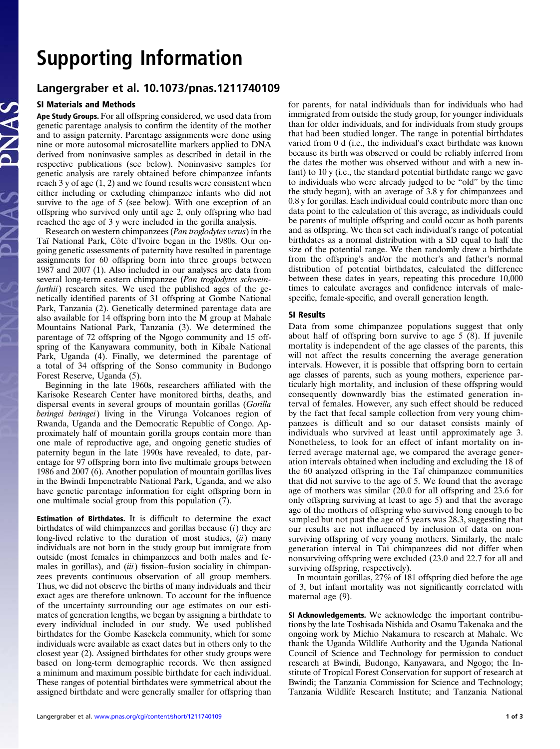# Supporting Information

## Langergraber et al. 10.1073/pnas.1211740109

### SI Materials and Methods

**Ape Study Groups.** For all offspring considered, we used data from genetic parentage analysis to confirm the identity of the mother and to assign paternity. Parentage assignments were done using nine or more autosomal microsatellite markers applied to DNA derived from noninvasive samples as described in detail in the respective publications (see below). Noninvasive samples for genetic analysis are rarely obtained before chimpanzee infants reach 3 y of age (1, 2) and we found results were consistent when either including or excluding chimpanzee infants who did not survive to the age of 5 (see below). With one exception of an offspring who survived only until age 2, only offspring who had reached the age of 3 y were included in the gorilla analysis.

Research on western chimpanzees (*Pan troglodytes verus*) in the Taï National Park, Côte d'Ivoire began in the 1980s. Our ongoing genetic assessments of paternity have resulted in parentage assignments for 60 offspring born into three groups between 1987 and 2007 (1). Also included in our analyses are data from several long-term eastern chimpanzee (*Pan troglodytes schweinfurthii*) research sites. We used the published ages of the genetically identified parents of 31 offspring at Gombe National Park, Tanzania (2). Genetically determined parentage data are also available for 14 offspring born into the M group at Mahale Mountains National Park, Tanzania (3). We determined the parentage of 72 offspring of the Ngogo community and 15 offspring of the Kanyawara community, both in Kibale National Park, Uganda (4). Finally, we determined the parentage of a total of 34 offspring of the Sonso community in Budongo Forest Reserve, Uganda (5).

Beginning in the late 1960s, researchers affiliated with the Karisoke Research Center have monitored births, deaths, and dispersal events in several groups of mountain gorillas (*Gorilla beringei beringei*) living in the Virunga Volcanoes region of Rwanda, Uganda and the Democratic Republic of Congo. Approximately half of mountain gorilla groups contain more than one male of reproductive age, and ongoing genetic studies of paternity begun in the late 1990s have revealed, to date, parentage for 97 offspring born into five multimale groups between 1986 and 2007 (6). Another population of mountain gorillas lives in the Bwindi Impenetrable National Park, Uganda, and we also have genetic parentage information for eight offspring born in one multimale social group from this population (7).

**Estimation of Birthdates.** It is difficult to determine the exact birthdates of wild chimpanzees and gorillas because (*i*) they are long-lived relative to the duration of most studies, (*ii*) many individuals are not born in the study group but immigrate from outside (most females in chimpanzees and both males and females in gorillas), and (*iii*) fission–fusion sociality in chimpanzees prevents continuous observation of all group members. Thus, we did not observe the births of many individuals and their exact ages are therefore unknown. To account for the influence of the uncertainty surrounding our age estimates on our estimates of generation lengths, we began by assigning a birthdate to every individual included in our study. We used published birthdates for the Gombe Kasekela community, which for some individuals were available as exact dates but in others only to the closest year (2). Assigned birthdates for other study groups were based on long-term demographic records. We then assigned a minimum and maximum possible birthdate for each individual. These ranges of potential birthdates were symmetrical about the assigned birthdate and were generally smaller for offspring than for parents, for natal individuals than for individuals who had immigrated from outside the study group, for younger individuals than for older individuals, and for individuals from study groups that had been studied longer. The range in potential birthdates varied from 0 d (i.e., the individual's exact birthdate was known because its birth was observed or could be reliably inferred from the dates the mother was observed without and with a new infant) to 10 y (i.e., the standard potential birthdate range we gave to individuals who were already judged to be "old" by the time the study began), with an average of 3.8 y for chimpanzees and 0.8 y for gorillas. Each individual could contribute more than one data point to the calculation of this average, as individuals could be parents of multiple offspring and could occur as both parents and as offspring. We then set each individual's range of potential birthdates as a normal distribution with a SD equal to half the size of the potential range. We then randomly drew a birthdate from the offspring's and/or the mother's and father's normal distribution of potential birthdates, calculated the difference between these dates in years, repeating this procedure 10,000 times to calculate averages and confidence intervals of male-specific, female-specific, and overall generation length.

### SI Results

Data from some chimpanzee populations suggest that only about half of offspring born survive to age 5 (8). If juvenile mortality is independent of the age classes of the parents, this will not affect the results concerning the average generation intervals. However, it is possible that offspring born to certain age classes of parents, such as young mothers, experience particularly high mortality, and inclusion of these offspring would consequently downwardly bias the estimated generation interval of females. However, any such effect should be reduced by the fact that fecal sample collection from very young chimpanzees is difficult and so our dataset consists mainly of individuals who survived at least until approximately age 3. Nonetheless, to look for an effect of infant mortality on inferred average maternal age, we compared the average generation intervals obtained when including and excluding the 18 of the 60 analyzed offspring in the Taï chimpanzee communities that did not survive to the age of 5. We found that the average age of mothers was similar (20.0 for all offspring and 23.6 for only offspring surviving at least to age 5) and that the average age of the mothers of offspring who survived long enough to be sampled but not past the age of 5 years was 28.3, suggesting that our results are not influenced by inclusion of data on nonsurviving offspring of very young mothers. Similarly, the male generation interval in Taï chimpanzees did not differ when nonsurviving offspring were excluded (23.0 and 22.7 for all and surviving offspring, respectively).

In mountain gorillas, 27% of 181 offspring died before the age of 3, but infant mortality was not significantly correlated with maternal age (9).

**SI Acknowledgements.** We acknowledge the important contributions by the late Toshisada Nishida and Osamu Takenaka and the ongoing work by Michio Nakamura to research at Mahale. We thank the Uganda Wildlife Authority and the Uganda National Council of Science and Technology for permission to conduct research at Bwindi, Budongo, Kanyawara, and Ngogo; the Institute of Tropical Forest Conservation for support of research at Bwindi; the Tanzania Commission for Science and Technology; Tanzania Wildlife Research Institute; and Tanzania National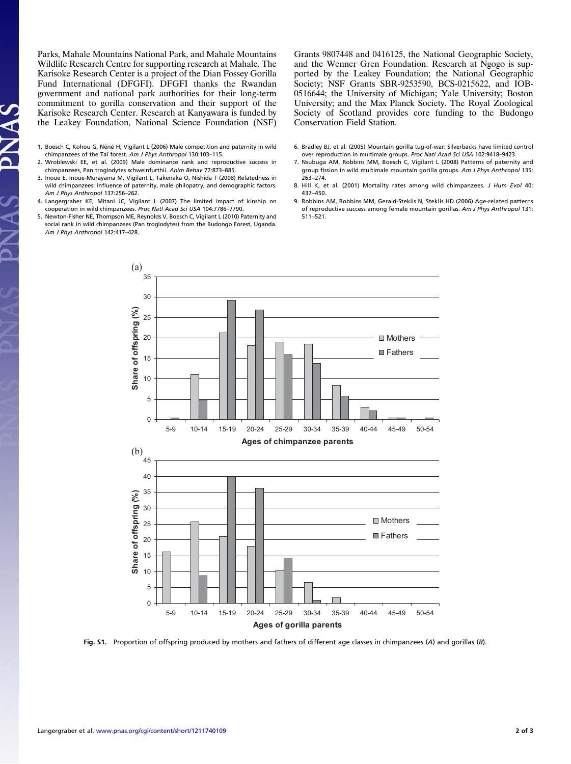Parks, Mahale Mountains National Park, and Mahale Mountains Wildlife Research Centre for supporting research at Mahale. The Karisoke Research Center is a project of the Dian Fossey Gorilla Fund International (DFGFI). DFGFI thanks the Rwandan government and national park authorities for their long-term commitment to gorilla conservation and their support of the Karisoke Research Center. Research at Kanyawara is funded by the Leakey Foundation, National Science Foundation (NSF) Grants 9807448 and 0416125, the National Geographic Society, and the Wenner Gren Foundation. Research at Ngogo is supported by the Leakey Foundation; the National Geographic Society; NSF Grants SBR-9253590, BCS-0215622, and IOB-0516644; the University of Michigan; Yale University; Boston University; and the Max Planck Society. The Royal Zoological Society of Scotland provides core funding to the Budongo Conservation Field Station.

1. Boesch C, Kohou G, Néné H, Vigilant L (2006) Male competition and paternity in wild chimpanzees of the Taï forest. *Am J Phys Anthropol* 130:103–115.
2. Wroblewski EE, et al. (2009) Male dominance rank and reproductive success in chimpanzees, Pan troglodytes schweinfurthii. *Anim Behav* 77:873–885.
3. Inoue E, Inoue-Murayama M, Vigilant L, Takenaka O, Nishida T (2008) Relatedness in wild chimpanzees: Influence of paternity, male philopatry, and demographic factors. *Am J Phys Anthropol* 137:256–262.
4. Langergraber KE, Mitani JC, Vigilant L (2007) The limited impact of kinship on cooperation in wild chimpanzees. *Proc Natl Acad Sci USA* 104:7786–7790.
5. Newton-Fisher NE, Thompson ME, Reynolds V, Boesch C, Vigilant L (2010) Paternity and social rank in wild chimpanzees (Pan troglodytes) from the Budongo Forest, Uganda. *Am J Phys Anthropol* 142:417–428.
6. Bradley BJ, et al. (2005) Mountain gorilla tug-of-war: Silverbacks have limited control over reproduction in multimale groups. *Proc Natl Acad Sci USA* 102:9418–9423.
7. Nsubuga AM, Robbins MM, Boesch C, Vigilant L (2008) Patterns of paternity and group fission in wild multimale mountain gorilla groups. *Am J Phys Anthropol* 135: 263–274.
8. Hill K, et al. (2001) Mortality rates among wild chimpanzees. *J Hum Evol* 40: 437–450.
9. Robbins AM, Robbins MM, Gerald-Steklis N, Steklis HD (2006) Age-related patterns of reproductive success among female mountain gorillas. *Am J Phys Anthropol* 131: 511–521.

**Fig. S1.** Proportion of offspring produced by mothers and fathers of different age classes in chimpanzees (*A*) and gorillas (*B*).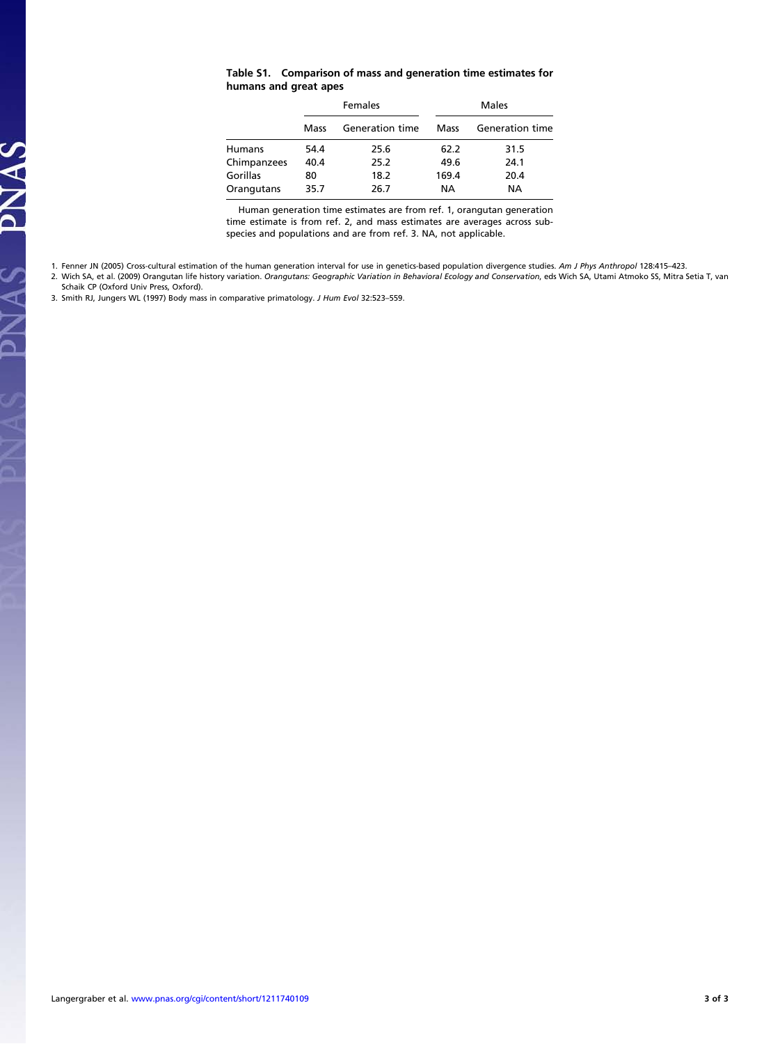**Table S1. Comparison of mass and generation time estimates for humans and great apes**

| | Females | | Males | |
|---|---|---|---|---|
| | Mass | Generation time | Mass | Generation time |
| Humans | 54.4 | 25.6 | 62.2 | 31.5 |
| Chimpanzees | 40.4 | 25.2 | 49.6 | 24.1 |
| Gorillas | 80 | 18.2 | 169.4 | 20.4 |
| Orangutans | 35.7 | 26.7 | NA | NA |

Human generation time estimates are from ref. 1, orangutan generation time estimate is from ref. 2, and mass estimates are averages across subspecies and populations and are from ref. 3. NA, not applicable.

1. Fenner JN (2005) Cross-cultural estimation of the human generation interval for use in genetics-based population divergence studies. *Am J Phys Anthropol* 128:415–423.
2. Wich SA, et al. (2009) Orangutan life history variation. *Orangutans: Geographic Variation in Behavioral Ecology and Conservation*, eds Wich SA, Utami Atmoko SS, Mitra Setia T, van Schaik CP (Oxford Univ Press, Oxford).
3. Smith RJ, Jungers WL (1997) Body mass in comparative primatology. *J Hum Evol* 32:523–559.